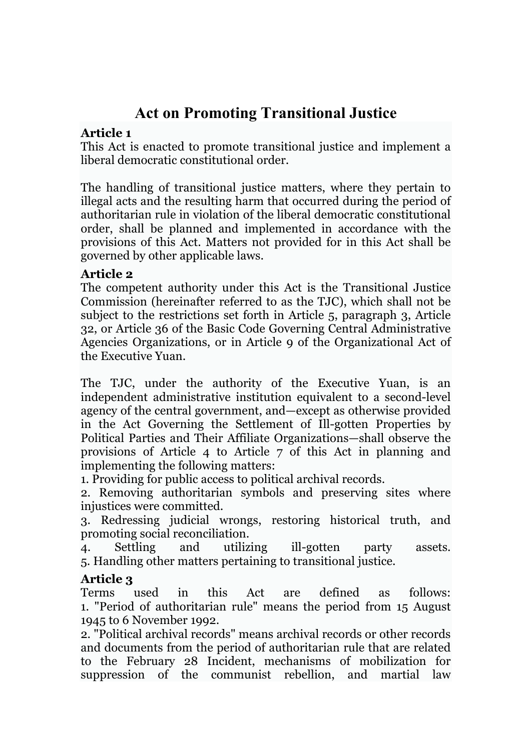# Act on Promoting Transitional Justice

**Article 1**

This Act is enacted to promote transitional justice and implement a liberal democratic constitutional order.

The handling of transitional justice matters, where they pertain to illegal acts and the resulting harm that occurred during the period of authoritarian rule in violation of the liberal democratic constitutional order, shall be planned and implemented in accordance with the provisions of this Act. Matters not provided for in this Act shall be governed by other applicable laws.

**Article 2**

The competent authority under this Act is the Transitional Justice Commission (hereinafter referred to as the TJC), which shall not be subject to the restrictions set forth in Article 5, paragraph 3, Article 32, or Article 36 of the Basic Code Governing Central Administrative Agencies Organizations, or in Article 9 of the Organizational Act of the Executive Yuan.

The TJC, under the authority of the Executive Yuan, is an independent administrative institution equivalent to a second-level agency of the central government, and—except as otherwise provided in the Act Governing the Settlement of Ill-gotten Properties by Political Parties and Their Affiliate Organizations—shall observe the provisions of Article 4 to Article 7 of this Act in planning and implementing the following matters:

1. Providing for public access to political archival records.
2. Removing authoritarian symbols and preserving sites where injustices were committed.
3. Redressing judicial wrongs, restoring historical truth, and promoting social reconciliation.
4. Settling and utilizing ill-gotten party assets.
5. Handling other matters pertaining to transitional justice.

**Article 3**

Terms used in this Act are defined as follows:

1. "Period of authoritarian rule" means the period from 15 August 1945 to 6 November 1992.
2. "Political archival records" means archival records or other records and documents from the period of authoritarian rule that are related to the February 28 Incident, mechanisms of mobilization for suppression of the communist rebellion, and martial law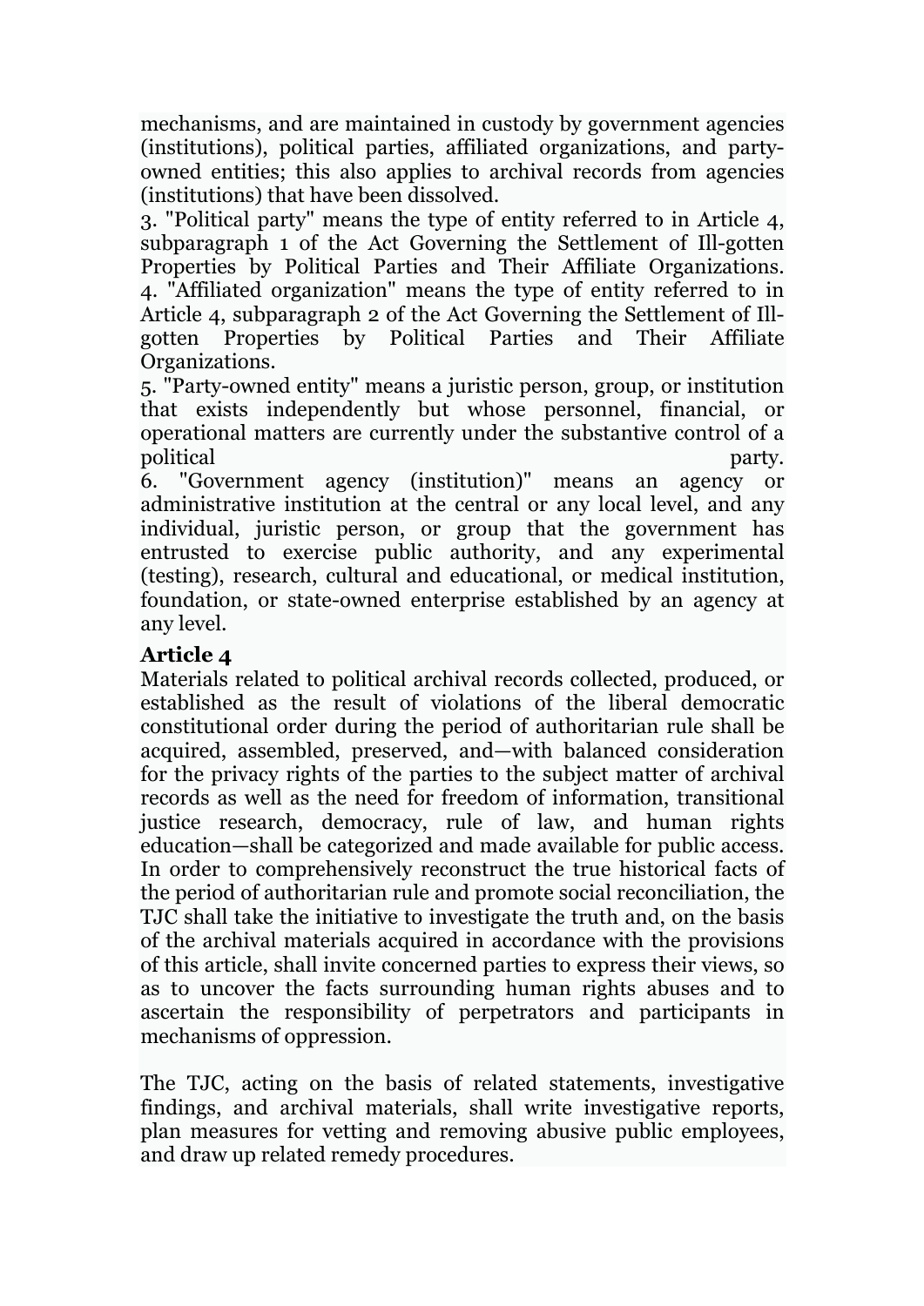mechanisms, and are maintained in custody by government agencies (institutions), political parties, affiliated organizations, and party-owned entities; this also applies to archival records from agencies (institutions) that have been dissolved.

3. "Political party" means the type of entity referred to in Article 4, subparagraph 1 of the Act Governing the Settlement of Ill-gotten Properties by Political Parties and Their Affiliate Organizations.

4. "Affiliated organization" means the type of entity referred to in Article 4, subparagraph 2 of the Act Governing the Settlement of Ill-gotten Properties by Political Parties and Their Affiliate Organizations.

5. "Party-owned entity" means a juristic person, group, or institution that exists independently but whose personnel, financial, or operational matters are currently under the substantive control of a political party.

6. "Government agency (institution)" means an agency or administrative institution at the central or any local level, and any individual, juristic person, or group that the government has entrusted to exercise public authority, and any experimental (testing), research, cultural and educational, or medical institution, foundation, or state-owned enterprise established by an agency at any level.

### Article 4

Materials related to political archival records collected, produced, or established as the result of violations of the liberal democratic constitutional order during the period of authoritarian rule shall be acquired, assembled, preserved, and—with balanced consideration for the privacy rights of the parties to the subject matter of archival records as well as the need for freedom of information, transitional justice research, democracy, rule of law, and human rights education—shall be categorized and made available for public access. In order to comprehensively reconstruct the true historical facts of the period of authoritarian rule and promote social reconciliation, the TJC shall take the initiative to investigate the truth and, on the basis of the archival materials acquired in accordance with the provisions of this article, shall invite concerned parties to express their views, so as to uncover the facts surrounding human rights abuses and to ascertain the responsibility of perpetrators and participants in mechanisms of oppression.

The TJC, acting on the basis of related statements, investigative findings, and archival materials, shall write investigative reports, plan measures for vetting and removing abusive public employees, and draw up related remedy procedures.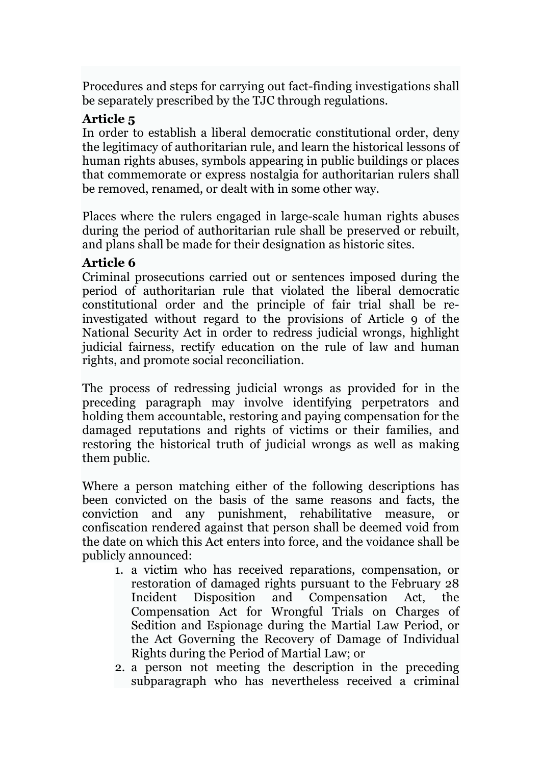Procedures and steps for carrying out fact-finding investigations shall be separately prescribed by the TJC through regulations.

**Article 5**

In order to establish a liberal democratic constitutional order, deny the legitimacy of authoritarian rule, and learn the historical lessons of human rights abuses, symbols appearing in public buildings or places that commemorate or express nostalgia for authoritarian rulers shall be removed, renamed, or dealt with in some other way.

Places where the rulers engaged in large-scale human rights abuses during the period of authoritarian rule shall be preserved or rebuilt, and plans shall be made for their designation as historic sites.

**Article 6**

Criminal prosecutions carried out or sentences imposed during the period of authoritarian rule that violated the liberal democratic constitutional order and the principle of fair trial shall be re-investigated without regard to the provisions of Article 9 of the National Security Act in order to redress judicial wrongs, highlight judicial fairness, rectify education on the rule of law and human rights, and promote social reconciliation.

The process of redressing judicial wrongs as provided for in the preceding paragraph may involve identifying perpetrators and holding them accountable, restoring and paying compensation for the damaged reputations and rights of victims or their families, and restoring the historical truth of judicial wrongs as well as making them public.

Where a person matching either of the following descriptions has been convicted on the basis of the same reasons and facts, the conviction and any punishment, rehabilitative measure, or confiscation rendered against that person shall be deemed void from the date on which this Act enters into force, and the voidance shall be publicly announced:

1. a victim who has received reparations, compensation, or restoration of damaged rights pursuant to the February 28 Incident Disposition and Compensation Act, the Compensation Act for Wrongful Trials on Charges of Sedition and Espionage during the Martial Law Period, or the Act Governing the Recovery of Damage of Individual Rights during the Period of Martial Law; or
2. a person not meeting the description in the preceding subparagraph who has nevertheless received a criminal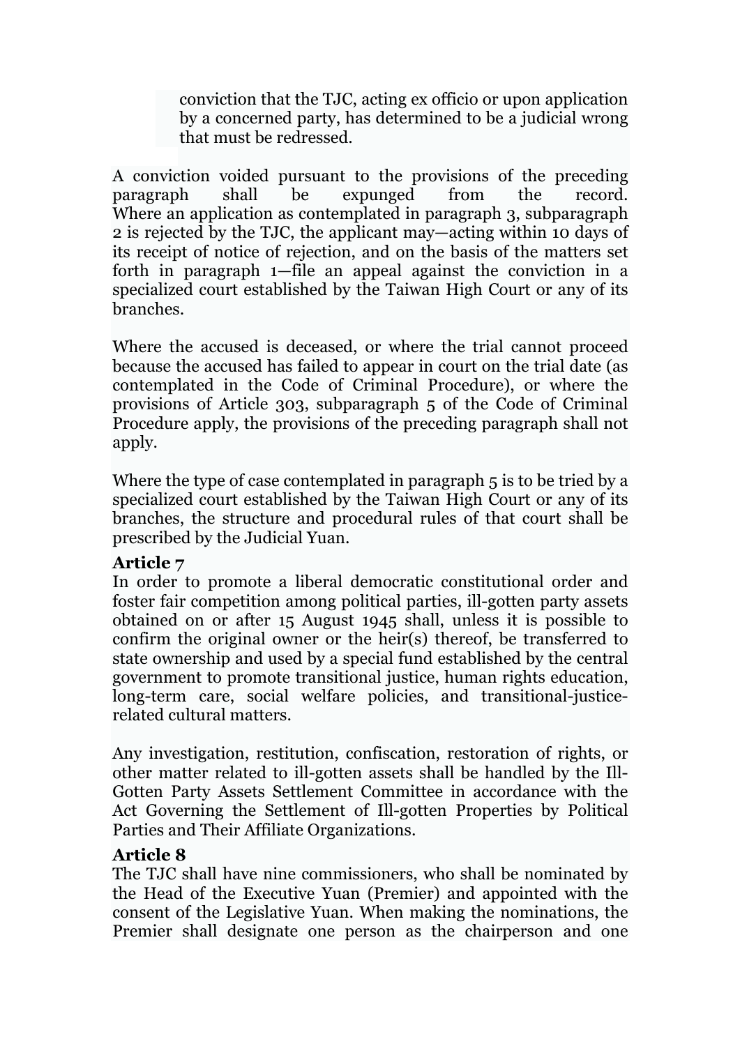conviction that the TJC, acting ex officio or upon application by a concerned party, has determined to be a judicial wrong that must be redressed.

A conviction voided pursuant to the provisions of the preceding paragraph shall be expunged from the record. Where an application as contemplated in paragraph 3, subparagraph 2 is rejected by the TJC, the applicant may—acting within 10 days of its receipt of notice of rejection, and on the basis of the matters set forth in paragraph 1—file an appeal against the conviction in a specialized court established by the Taiwan High Court or any of its branches.

Where the accused is deceased, or where the trial cannot proceed because the accused has failed to appear in court on the trial date (as contemplated in the Code of Criminal Procedure), or where the provisions of Article 303, subparagraph 5 of the Code of Criminal Procedure apply, the provisions of the preceding paragraph shall not apply.

Where the type of case contemplated in paragraph 5 is to be tried by a specialized court established by the Taiwan High Court or any of its branches, the structure and procedural rules of that court shall be prescribed by the Judicial Yuan.

**Article 7**

In order to promote a liberal democratic constitutional order and foster fair competition among political parties, ill-gotten party assets obtained on or after 15 August 1945 shall, unless it is possible to confirm the original owner or the heir(s) thereof, be transferred to state ownership and used by a special fund established by the central government to promote transitional justice, human rights education, long-term care, social welfare policies, and transitional-justice-related cultural matters.

Any investigation, restitution, confiscation, restoration of rights, or other matter related to ill-gotten assets shall be handled by the Ill-Gotten Party Assets Settlement Committee in accordance with the Act Governing the Settlement of Ill-gotten Properties by Political Parties and Their Affiliate Organizations.

**Article 8**

The TJC shall have nine commissioners, who shall be nominated by the Head of the Executive Yuan (Premier) and appointed with the consent of the Legislative Yuan. When making the nominations, the Premier shall designate one person as the chairperson and one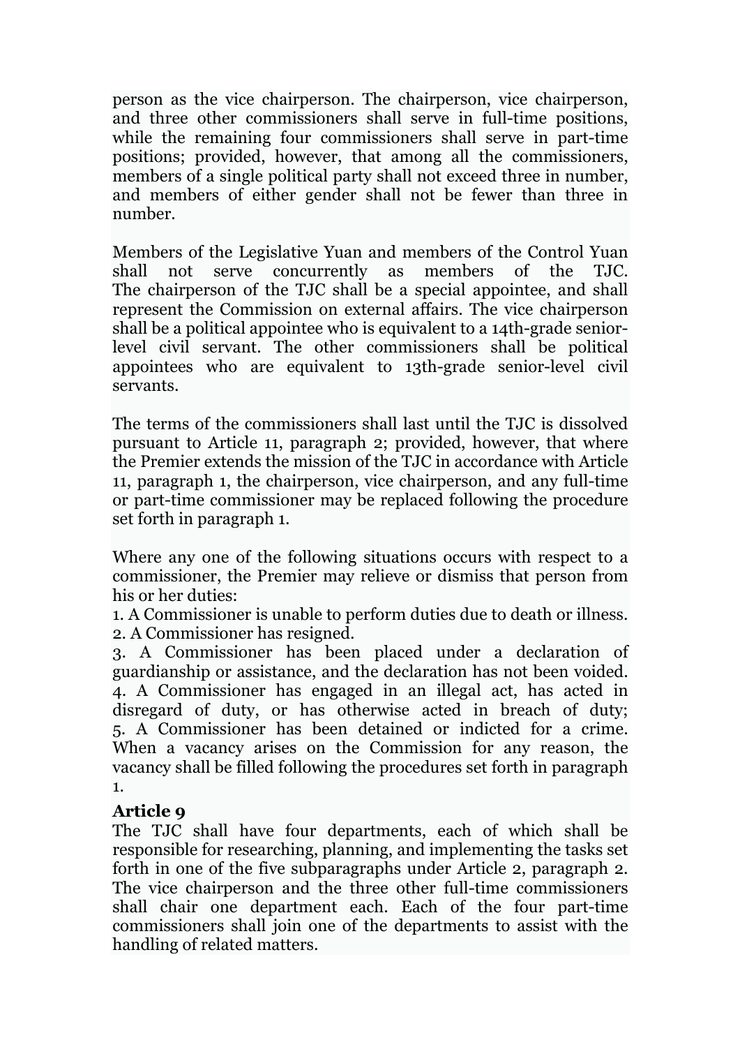person as the vice chairperson. The chairperson, vice chairperson, and three other commissioners shall serve in full-time positions, while the remaining four commissioners shall serve in part-time positions; provided, however, that among all the commissioners, members of a single political party shall not exceed three in number, and members of either gender shall not be fewer than three in number.

Members of the Legislative Yuan and members of the Control Yuan shall not serve concurrently as members of the TJC. The chairperson of the TJC shall be a special appointee, and shall represent the Commission on external affairs. The vice chairperson shall be a political appointee who is equivalent to a 14th-grade senior-level civil servant. The other commissioners shall be political appointees who are equivalent to 13th-grade senior-level civil servants.

The terms of the commissioners shall last until the TJC is dissolved pursuant to Article 11, paragraph 2; provided, however, that where the Premier extends the mission of the TJC in accordance with Article 11, paragraph 1, the chairperson, vice chairperson, and any full-time or part-time commissioner may be replaced following the procedure set forth in paragraph 1.

Where any one of the following situations occurs with respect to a commissioner, the Premier may relieve or dismiss that person from his or her duties:

1. A Commissioner is unable to perform duties due to death or illness.
2. A Commissioner has resigned.
3. A Commissioner has been placed under a declaration of guardianship or assistance, and the declaration has not been voided.
4. A Commissioner has engaged in an illegal act, has acted in disregard of duty, or has otherwise acted in breach of duty;
5. A Commissioner has been detained or indicted for a crime.

When a vacancy arises on the Commission for any reason, the vacancy shall be filled following the procedures set forth in paragraph 1.

**Article 9**

The TJC shall have four departments, each of which shall be responsible for researching, planning, and implementing the tasks set forth in one of the five subparagraphs under Article 2, paragraph 2. The vice chairperson and the three other full-time commissioners shall chair one department each. Each of the four part-time commissioners shall join one of the departments to assist with the handling of related matters.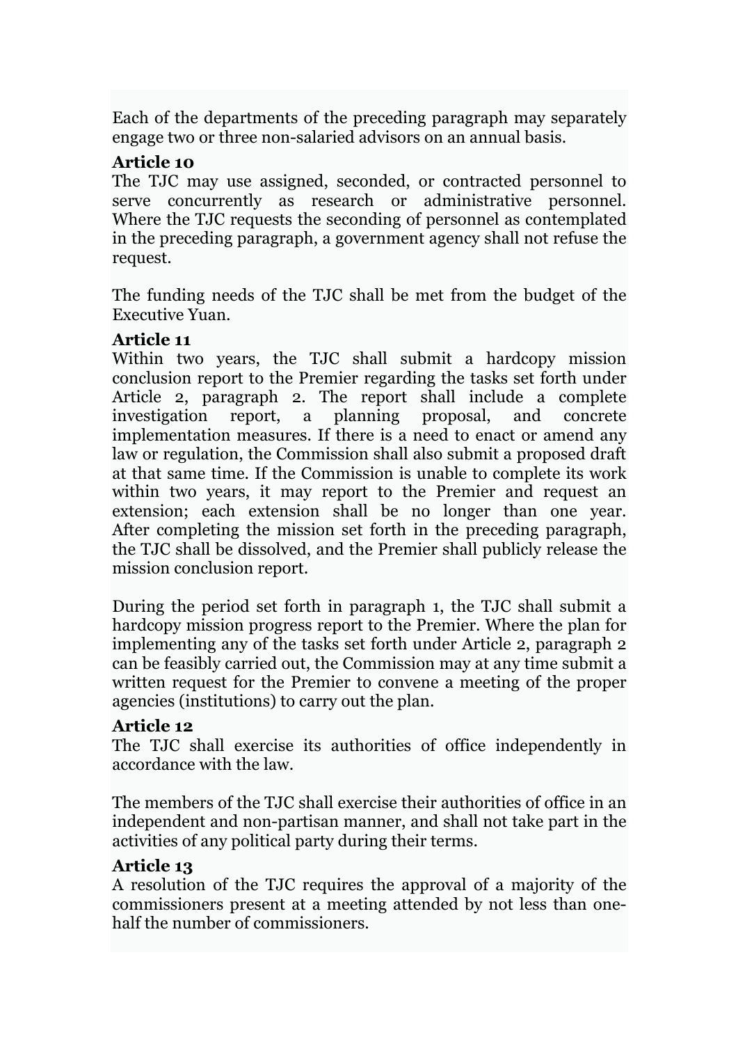Each of the departments of the preceding paragraph may separately engage two or three non-salaried advisors on an annual basis.

**Article 10**

The TJC may use assigned, seconded, or contracted personnel to serve concurrently as research or administrative personnel. Where the TJC requests the seconding of personnel as contemplated in the preceding paragraph, a government agency shall not refuse the request.

The funding needs of the TJC shall be met from the budget of the Executive Yuan.

**Article 11**

Within two years, the TJC shall submit a hardcopy mission conclusion report to the Premier regarding the tasks set forth under Article 2, paragraph 2. The report shall include a complete investigation report, a planning proposal, and concrete implementation measures. If there is a need to enact or amend any law or regulation, the Commission shall also submit a proposed draft at that same time. If the Commission is unable to complete its work within two years, it may report to the Premier and request an extension; each extension shall be no longer than one year. After completing the mission set forth in the preceding paragraph, the TJC shall be dissolved, and the Premier shall publicly release the mission conclusion report.

During the period set forth in paragraph 1, the TJC shall submit a hardcopy mission progress report to the Premier. Where the plan for implementing any of the tasks set forth under Article 2, paragraph 2 can be feasibly carried out, the Commission may at any time submit a written request for the Premier to convene a meeting of the proper agencies (institutions) to carry out the plan.

**Article 12**

The TJC shall exercise its authorities of office independently in accordance with the law.

The members of the TJC shall exercise their authorities of office in an independent and non-partisan manner, and shall not take part in the activities of any political party during their terms.

**Article 13**

A resolution of the TJC requires the approval of a majority of the commissioners present at a meeting attended by not less than one-half the number of commissioners.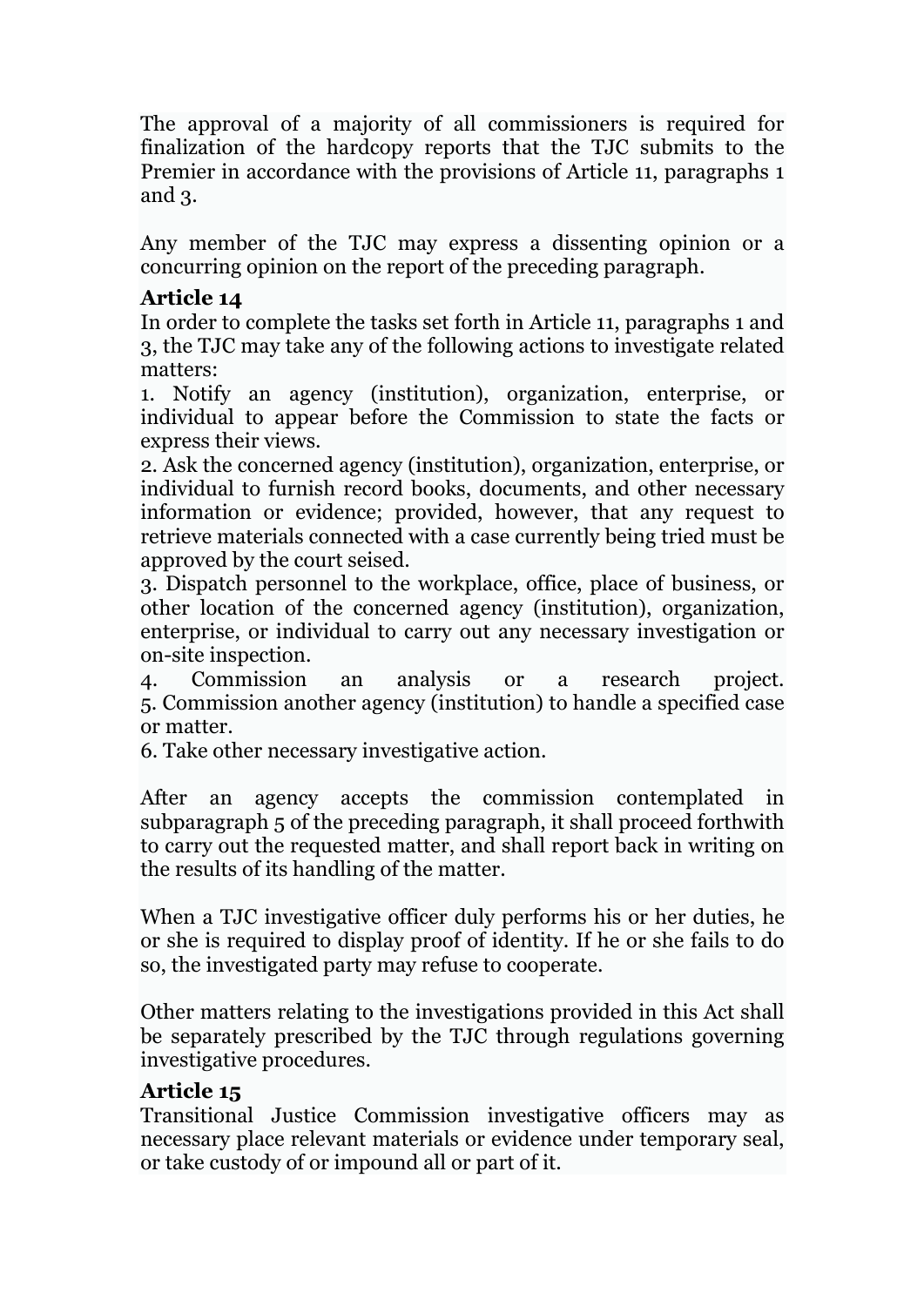The approval of a majority of all commissioners is required for finalization of the hardcopy reports that the TJC submits to the Premier in accordance with the provisions of Article 11, paragraphs 1 and 3.

Any member of the TJC may express a dissenting opinion or a concurring opinion on the report of the preceding paragraph.

**Article 14**

In order to complete the tasks set forth in Article 11, paragraphs 1 and 3, the TJC may take any of the following actions to investigate related matters:

1. Notify an agency (institution), organization, enterprise, or individual to appear before the Commission to state the facts or express their views.
2. Ask the concerned agency (institution), organization, enterprise, or individual to furnish record books, documents, and other necessary information or evidence; provided, however, that any request to retrieve materials connected with a case currently being tried must be approved by the court seised.
3. Dispatch personnel to the workplace, office, place of business, or other location of the concerned agency (institution), organization, enterprise, or individual to carry out any necessary investigation or on-site inspection.
4. Commission an analysis or a research project.
5. Commission another agency (institution) to handle a specified case or matter.
6. Take other necessary investigative action.

After an agency accepts the commission contemplated in subparagraph 5 of the preceding paragraph, it shall proceed forthwith to carry out the requested matter, and shall report back in writing on the results of its handling of the matter.

When a TJC investigative officer duly performs his or her duties, he or she is required to display proof of identity. If he or she fails to do so, the investigated party may refuse to cooperate.

Other matters relating to the investigations provided in this Act shall be separately prescribed by the TJC through regulations governing investigative procedures.

**Article 15**

Transitional Justice Commission investigative officers may as necessary place relevant materials or evidence under temporary seal, or take custody of or impound all or part of it.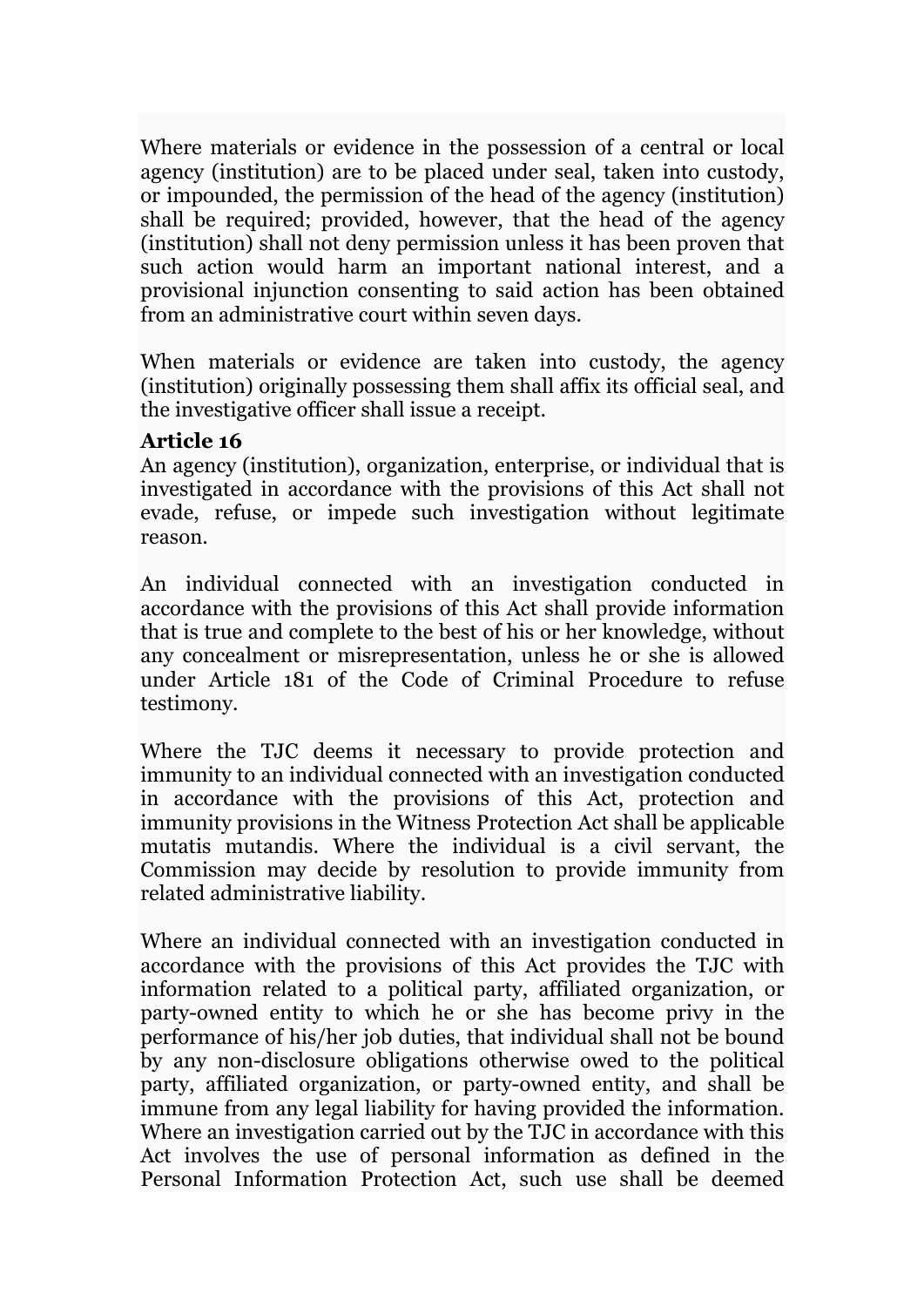Where materials or evidence in the possession of a central or local agency (institution) are to be placed under seal, taken into custody, or impounded, the permission of the head of the agency (institution) shall be required; provided, however, that the head of the agency (institution) shall not deny permission unless it has been proven that such action would harm an important national interest, and a provisional injunction consenting to said action has been obtained from an administrative court within seven days.

When materials or evidence are taken into custody, the agency (institution) originally possessing them shall affix its official seal, and the investigative officer shall issue a receipt.

**Article 16**

An agency (institution), organization, enterprise, or individual that is investigated in accordance with the provisions of this Act shall not evade, refuse, or impede such investigation without legitimate reason.

An individual connected with an investigation conducted in accordance with the provisions of this Act shall provide information that is true and complete to the best of his or her knowledge, without any concealment or misrepresentation, unless he or she is allowed under Article 181 of the Code of Criminal Procedure to refuse testimony.

Where the TJC deems it necessary to provide protection and immunity to an individual connected with an investigation conducted in accordance with the provisions of this Act, protection and immunity provisions in the Witness Protection Act shall be applicable mutatis mutandis. Where the individual is a civil servant, the Commission may decide by resolution to provide immunity from related administrative liability.

Where an individual connected with an investigation conducted in accordance with the provisions of this Act provides the TJC with information related to a political party, affiliated organization, or party-owned entity to which he or she has become privy in the performance of his/her job duties, that individual shall not be bound by any non-disclosure obligations otherwise owed to the political party, affiliated organization, or party-owned entity, and shall be immune from any legal liability for having provided the information. Where an investigation carried out by the TJC in accordance with this Act involves the use of personal information as defined in the Personal Information Protection Act, such use shall be deemed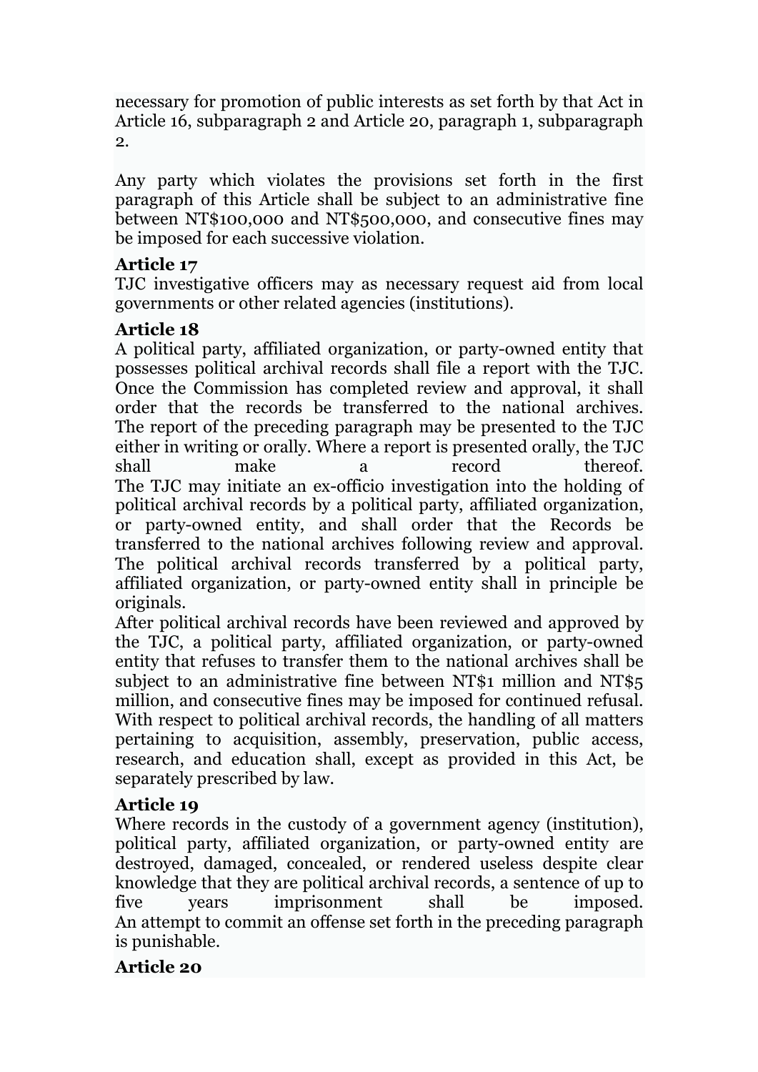necessary for promotion of public interests as set forth by that Act in Article 16, subparagraph 2 and Article 20, paragraph 1, subparagraph 2.

Any party which violates the provisions set forth in the first paragraph of this Article shall be subject to an administrative fine between NT$100,000 and NT$500,000, and consecutive fines may be imposed for each successive violation.

**Article 17**

TJC investigative officers may as necessary request aid from local governments or other related agencies (institutions).

**Article 18**

A political party, affiliated organization, or party-owned entity that possesses political archival records shall file a report with the TJC. Once the Commission has completed review and approval, it shall order that the records be transferred to the national archives.

The report of the preceding paragraph may be presented to the TJC either in writing or orally. Where a report is presented orally, the TJC shall make a record thereof.

The TJC may initiate an ex-officio investigation into the holding of political archival records by a political party, affiliated organization, or party-owned entity, and shall order that the Records be transferred to the national archives following review and approval.

The political archival records transferred by a political party, affiliated organization, or party-owned entity shall in principle be originals.

After political archival records have been reviewed and approved by the TJC, a political party, affiliated organization, or party-owned entity that refuses to transfer them to the national archives shall be subject to an administrative fine between NT$1 million and NT$5 million, and consecutive fines may be imposed for continued refusal.

With respect to political archival records, the handling of all matters pertaining to acquisition, assembly, preservation, public access, research, and education shall, except as provided in this Act, be separately prescribed by law.

**Article 19**

Where records in the custody of a government agency (institution), political party, affiliated organization, or party-owned entity are destroyed, damaged, concealed, or rendered useless despite clear knowledge that they are political archival records, a sentence of up to five years imprisonment shall be imposed.

An attempt to commit an offense set forth in the preceding paragraph is punishable.

**Article 20**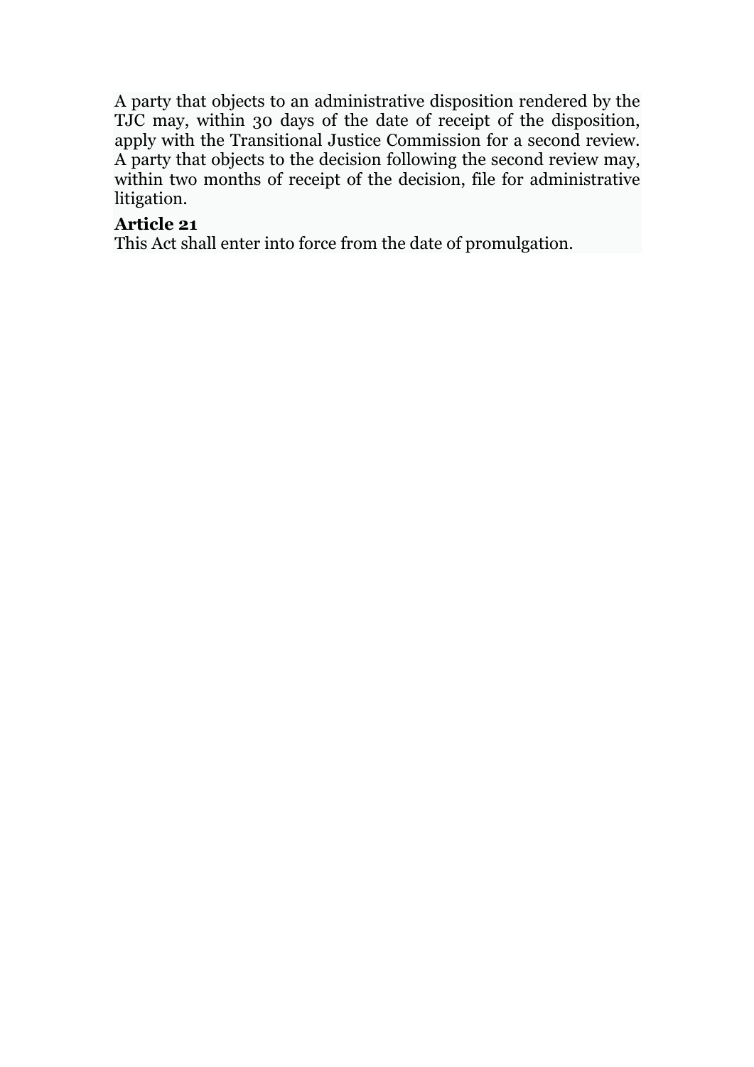A party that objects to an administrative disposition rendered by the TJC may, within 30 days of the date of receipt of the disposition, apply with the Transitional Justice Commission for a second review. A party that objects to the decision following the second review may, within two months of receipt of the decision, file for administrative litigation.

**Article 21**

This Act shall enter into force from the date of promulgation.